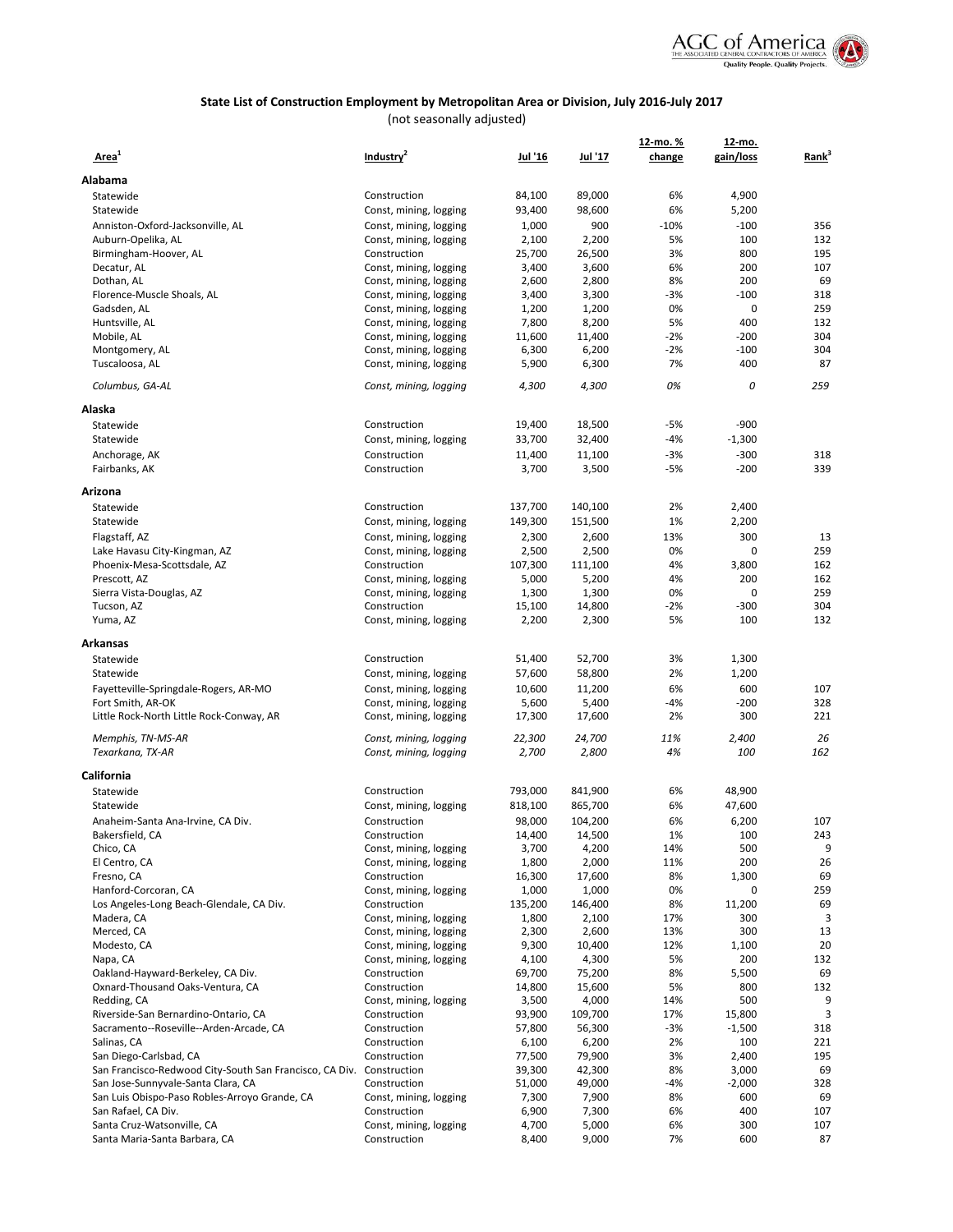**State List of Construction Employment by Metropolitan Area or Division, July 2016-July 2017**

(not seasonally adjusted)

| Area[1] | Industry[2] | Jul '16 | Jul '17 | 12-mo. % change | 12-mo. gain/loss | Rank[3] |
|---|---|---|---|---|---|---|
| **Alabama** | | | | | | |
| Statewide | Construction | 84,100 | 89,000 | 6% | 4,900 | |
| Statewide | Const, mining, logging | 93,400 | 98,600 | 6% | 5,200 | |
| Anniston-Oxford-Jacksonville, AL | Const, mining, logging | 1,000 | 900 | -10% | -100 | 356 |
| Auburn-Opelika, AL | Const, mining, logging | 2,100 | 2,200 | 5% | 100 | 132 |
| Birmingham-Hoover, AL | Construction | 25,700 | 26,500 | 3% | 800 | 195 |
| Decatur, AL | Const, mining, logging | 3,400 | 3,600 | 6% | 200 | 107 |
| Dothan, AL | Const, mining, logging | 2,600 | 2,800 | 8% | 200 | 69 |
| Florence-Muscle Shoals, AL | Const, mining, logging | 3,400 | 3,300 | -3% | -100 | 318 |
| Gadsden, AL | Const, mining, logging | 1,200 | 1,200 | 0% | 0 | 259 |
| Huntsville, AL | Const, mining, logging | 7,800 | 8,200 | 5% | 400 | 132 |
| Mobile, AL | Const, mining, logging | 11,600 | 11,400 | -2% | -200 | 304 |
| Montgomery, AL | Const, mining, logging | 6,300 | 6,200 | -2% | -100 | 304 |
| Tuscaloosa, AL | Const, mining, logging | 5,900 | 6,300 | 7% | 400 | 87 |
| *Columbus, GA-AL* | *Const, mining, logging* | *4,300* | *4,300* | *0%* | *0* | *259* |
| **Alaska** | | | | | | |
| Statewide | Construction | 19,400 | 18,500 | -5% | -900 | |
| Statewide | Const, mining, logging | 33,700 | 32,400 | -4% | -1,300 | |
| Anchorage, AK | Construction | 11,400 | 11,100 | -3% | -300 | 318 |
| Fairbanks, AK | Construction | 3,700 | 3,500 | -5% | -200 | 339 |
| **Arizona** | | | | | | |
| Statewide | Construction | 137,700 | 140,100 | 2% | 2,400 | |
| Statewide | Const, mining, logging | 149,300 | 151,500 | 1% | 2,200 | |
| Flagstaff, AZ | Const, mining, logging | 2,300 | 2,600 | 13% | 300 | 13 |
| Lake Havasu City-Kingman, AZ | Const, mining, logging | 2,500 | 2,500 | 0% | 0 | 259 |
| Phoenix-Mesa-Scottsdale, AZ | Construction | 107,300 | 111,100 | 4% | 3,800 | 162 |
| Prescott, AZ | Const, mining, logging | 5,000 | 5,200 | 4% | 200 | 162 |
| Sierra Vista-Douglas, AZ | Const, mining, logging | 1,300 | 1,300 | 0% | 0 | 259 |
| Tucson, AZ | Construction | 15,100 | 14,800 | -2% | -300 | 304 |
| Yuma, AZ | Const, mining, logging | 2,200 | 2,300 | 5% | 100 | 132 |
| **Arkansas** | | | | | | |
| Statewide | Construction | 51,400 | 52,700 | 3% | 1,300 | |
| Statewide | Const, mining, logging | 57,600 | 58,800 | 2% | 1,200 | |
| Fayetteville-Springdale-Rogers, AR-MO | Const, mining, logging | 10,600 | 11,200 | 6% | 600 | 107 |
| Fort Smith, AR-OK | Const, mining, logging | 5,600 | 5,400 | -4% | -200 | 328 |
| Little Rock-North Little Rock-Conway, AR | Const, mining, logging | 17,300 | 17,600 | 2% | 300 | 221 |
| *Memphis, TN-MS-AR* | *Const, mining, logging* | *22,300* | *24,700* | *11%* | *2,400* | *26* |
| *Texarkana, TX-AR* | *Const, mining, logging* | *2,700* | *2,800* | *4%* | *100* | *162* |
| **California** | | | | | | |
| Statewide | Construction | 793,000 | 841,900 | 6% | 48,900 | |
| Statewide | Const, mining, logging | 818,100 | 865,700 | 6% | 47,600 | |
| Anaheim-Santa Ana-Irvine, CA Div. | Construction | 98,000 | 104,200 | 6% | 6,200 | 107 |
| Bakersfield, CA | Construction | 14,400 | 14,500 | 1% | 100 | 243 |
| Chico, CA | Const, mining, logging | 3,700 | 4,200 | 14% | 500 | 9 |
| El Centro, CA | Const, mining, logging | 1,800 | 2,000 | 11% | 200 | 26 |
| Fresno, CA | Construction | 16,300 | 17,600 | 8% | 1,300 | 69 |
| Hanford-Corcoran, CA | Const, mining, logging | 1,000 | 1,000 | 0% | 0 | 259 |
| Los Angeles-Long Beach-Glendale, CA Div. | Construction | 135,200 | 146,400 | 8% | 11,200 | 69 |
| Madera, CA | Const, mining, logging | 1,800 | 2,100 | 17% | 300 | 3 |
| Merced, CA | Const, mining, logging | 2,300 | 2,600 | 13% | 300 | 13 |
| Modesto, CA | Const, mining, logging | 9,300 | 10,400 | 12% | 1,100 | 20 |
| Napa, CA | Const, mining, logging | 4,100 | 4,300 | 5% | 200 | 132 |
| Oakland-Hayward-Berkeley, CA Div. | Construction | 69,700 | 75,200 | 8% | 5,500 | 69 |
| Oxnard-Thousand Oaks-Ventura, CA | Construction | 14,800 | 15,600 | 5% | 800 | 132 |
| Redding, CA | Const, mining, logging | 3,500 | 4,000 | 14% | 500 | 9 |
| Riverside-San Bernardino-Ontario, CA | Construction | 93,900 | 109,700 | 17% | 15,800 | 3 |
| Sacramento--Roseville--Arden-Arcade, CA | Construction | 57,800 | 56,300 | -3% | -1,500 | 318 |
| Salinas, CA | Construction | 6,100 | 6,200 | 2% | 100 | 221 |
| San Diego-Carlsbad, CA | Construction | 77,500 | 79,900 | 3% | 2,400 | 195 |
| San Francisco-Redwood City-South San Francisco, CA Div. | Construction | 39,300 | 42,300 | 8% | 3,000 | 69 |
| San Jose-Sunnyvale-Santa Clara, CA | Construction | 51,000 | 49,000 | -4% | -2,000 | 328 |
| San Luis Obispo-Paso Robles-Arroyo Grande, CA | Const, mining, logging | 7,300 | 7,900 | 8% | 600 | 69 |
| San Rafael, CA Div. | Construction | 6,900 | 7,300 | 6% | 400 | 107 |
| Santa Cruz-Watsonville, CA | Const, mining, logging | 4,700 | 5,000 | 6% | 300 | 107 |
| Santa Maria-Santa Barbara, CA | Construction | 8,400 | 9,000 | 7% | 600 | 87 |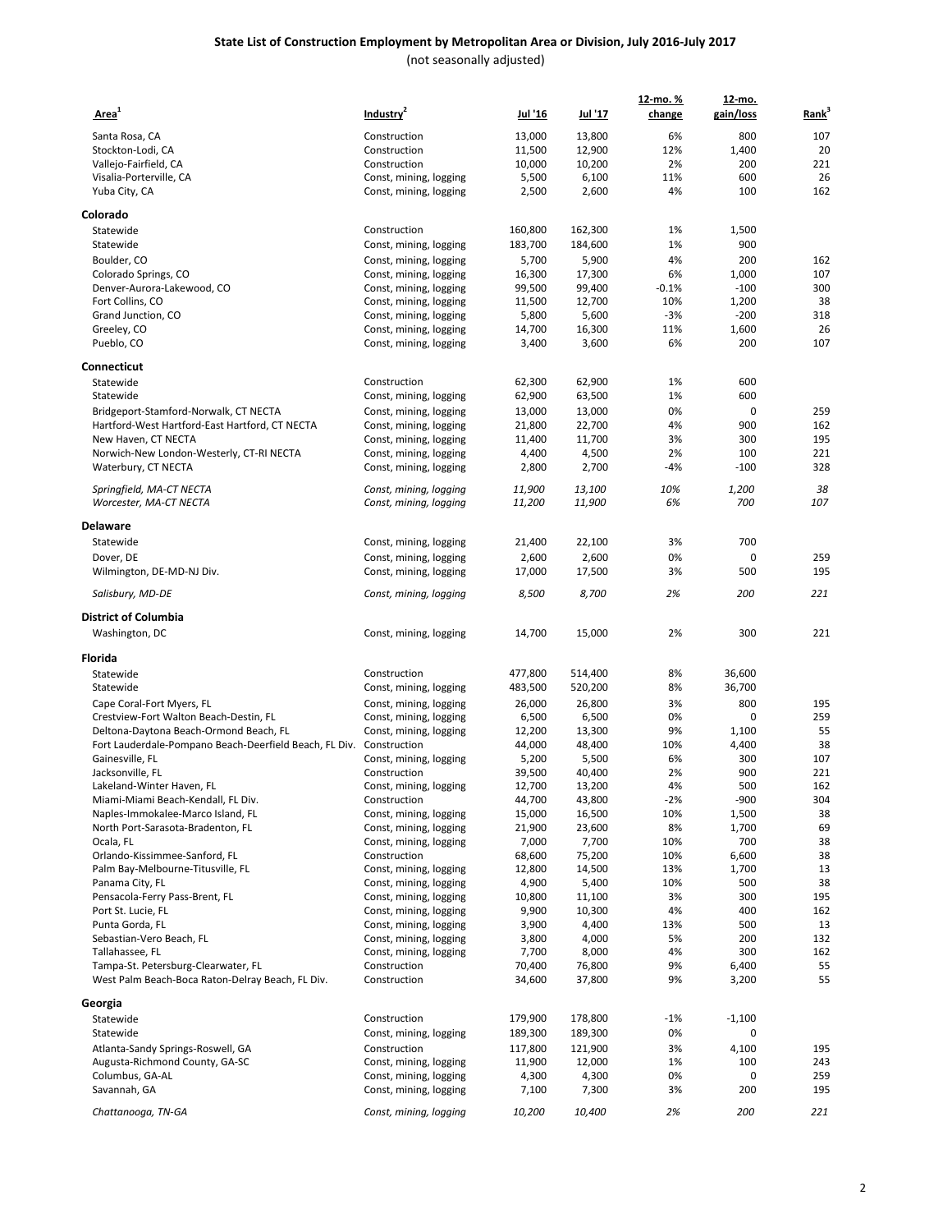# State List of Construction Employment by Metropolitan Area or Division, July 2016-July 2017

(not seasonally adjusted)

| Area[1] | Industry[2] | Jul '16 | Jul '17 | 12-mo. % change | 12-mo. gain/loss | Rank[3] |
|---|---|---|---|---|---|---|
| Santa Rosa, CA | Construction | 13,000 | 13,800 | 6% | 800 | 107 |
| Stockton-Lodi, CA | Construction | 11,500 | 12,900 | 12% | 1,400 | 20 |
| Vallejo-Fairfield, CA | Construction | 10,000 | 10,200 | 2% | 200 | 221 |
| Visalia-Porterville, CA | Const, mining, logging | 5,500 | 6,100 | 11% | 600 | 26 |
| Yuba City, CA | Const, mining, logging | 2,500 | 2,600 | 4% | 100 | 162 |
| **Colorado** | | | | | | |
| Statewide | Construction | 160,800 | 162,300 | 1% | 1,500 | |
| Statewide | Const, mining, logging | 183,700 | 184,600 | 1% | 900 | |
| Boulder, CO | Const, mining, logging | 5,700 | 5,900 | 4% | 200 | 162 |
| Colorado Springs, CO | Const, mining, logging | 16,300 | 17,300 | 6% | 1,000 | 107 |
| Denver-Aurora-Lakewood, CO | Const, mining, logging | 99,500 | 99,400 | -0.1% | -100 | 300 |
| Fort Collins, CO | Const, mining, logging | 11,500 | 12,700 | 10% | 1,200 | 38 |
| Grand Junction, CO | Const, mining, logging | 5,800 | 5,600 | -3% | -200 | 318 |
| Greeley, CO | Const, mining, logging | 14,700 | 16,300 | 11% | 1,600 | 26 |
| Pueblo, CO | Const, mining, logging | 3,400 | 3,600 | 6% | 200 | 107 |
| **Connecticut** | | | | | | |
| Statewide | Construction | 62,300 | 62,900 | 1% | 600 | |
| Statewide | Const, mining, logging | 62,900 | 63,500 | 1% | 600 | |
| Bridgeport-Stamford-Norwalk, CT NECTA | Const, mining, logging | 13,000 | 13,000 | 0% | 0 | 259 |
| Hartford-West Hartford-East Hartford, CT NECTA | Const, mining, logging | 21,800 | 22,700 | 4% | 900 | 162 |
| New Haven, CT NECTA | Const, mining, logging | 11,400 | 11,700 | 3% | 300 | 195 |
| Norwich-New London-Westerly, CT-RI NECTA | Const, mining, logging | 4,400 | 4,500 | 2% | 100 | 221 |
| Waterbury, CT NECTA | Const, mining, logging | 2,800 | 2,700 | -4% | -100 | 328 |
| *Springfield, MA-CT NECTA* | *Const, mining, logging* | *11,900* | *13,100* | *10%* | *1,200* | *38* |
| *Worcester, MA-CT NECTA* | *Const, mining, logging* | *11,200* | *11,900* | *6%* | *700* | *107* |
| **Delaware** | | | | | | |
| Statewide | Const, mining, logging | 21,400 | 22,100 | 3% | 700 | |
| Dover, DE | Const, mining, logging | 2,600 | 2,600 | 0% | 0 | 259 |
| Wilmington, DE-MD-NJ Div. | Const, mining, logging | 17,000 | 17,500 | 3% | 500 | 195 |
| *Salisbury, MD-DE* | *Const, mining, logging* | *8,500* | *8,700* | *2%* | *200* | *221* |
| **District of Columbia** | | | | | | |
| Washington, DC | Const, mining, logging | 14,700 | 15,000 | 2% | 300 | 221 |
| **Florida** | | | | | | |
| Statewide | Construction | 477,800 | 514,400 | 8% | 36,600 | |
| Statewide | Const, mining, logging | 483,500 | 520,200 | 8% | 36,700 | |
| Cape Coral-Fort Myers, FL | Const, mining, logging | 26,000 | 26,800 | 3% | 800 | 195 |
| Crestview-Fort Walton Beach-Destin, FL | Const, mining, logging | 6,500 | 6,500 | 0% | 0 | 259 |
| Deltona-Daytona Beach-Ormond Beach, FL | Const, mining, logging | 12,200 | 13,300 | 9% | 1,100 | 55 |
| Fort Lauderdale-Pompano Beach-Deerfield Beach, FL Div. | Construction | 44,000 | 48,400 | 10% | 4,400 | 38 |
| Gainesville, FL | Const, mining, logging | 5,200 | 5,500 | 6% | 300 | 107 |
| Jacksonville, FL | Construction | 39,500 | 40,400 | 2% | 900 | 221 |
| Lakeland-Winter Haven, FL | Const, mining, logging | 12,700 | 13,200 | 4% | 500 | 162 |
| Miami-Miami Beach-Kendall, FL Div. | Construction | 44,700 | 43,800 | -2% | -900 | 304 |
| Naples-Immokalee-Marco Island, FL | Const, mining, logging | 15,000 | 16,500 | 10% | 1,500 | 38 |
| North Port-Sarasota-Bradenton, FL | Const, mining, logging | 21,900 | 23,600 | 8% | 1,700 | 69 |
| Ocala, FL | Const, mining, logging | 7,000 | 7,700 | 10% | 700 | 38 |
| Orlando-Kissimmee-Sanford, FL | Construction | 68,600 | 75,200 | 10% | 6,600 | 38 |
| Palm Bay-Melbourne-Titusville, FL | Const, mining, logging | 12,800 | 14,500 | 13% | 1,700 | 13 |
| Panama City, FL | Const, mining, logging | 4,900 | 5,400 | 10% | 500 | 38 |
| Pensacola-Ferry Pass-Brent, FL | Const, mining, logging | 10,800 | 11,100 | 3% | 300 | 195 |
| Port St. Lucie, FL | Const, mining, logging | 9,900 | 10,300 | 4% | 400 | 162 |
| Punta Gorda, FL | Const, mining, logging | 3,900 | 4,400 | 13% | 500 | 13 |
| Sebastian-Vero Beach, FL | Const, mining, logging | 3,800 | 4,000 | 5% | 200 | 132 |
| Tallahassee, FL | Const, mining, logging | 7,700 | 8,000 | 4% | 300 | 162 |
| Tampa-St. Petersburg-Clearwater, FL | Construction | 70,400 | 76,800 | 9% | 6,400 | 55 |
| West Palm Beach-Boca Raton-Delray Beach, FL Div. | Construction | 34,600 | 37,800 | 9% | 3,200 | 55 |
| **Georgia** | | | | | | |
| Statewide | Construction | 179,900 | 178,800 | -1% | -1,100 | |
| Statewide | Const, mining, logging | 189,300 | 189,300 | 0% | 0 | |
| Atlanta-Sandy Springs-Roswell, GA | Construction | 117,800 | 121,900 | 3% | 4,100 | 195 |
| Augusta-Richmond County, GA-SC | Const, mining, logging | 11,900 | 12,000 | 1% | 100 | 243 |
| Columbus, GA-AL | Const, mining, logging | 4,300 | 4,300 | 0% | 0 | 259 |
| Savannah, GA | Const, mining, logging | 7,100 | 7,300 | 3% | 200 | 195 |
| *Chattanooga, TN-GA* | *Const, mining, logging* | *10,200* | *10,400* | *2%* | *200* | *221* |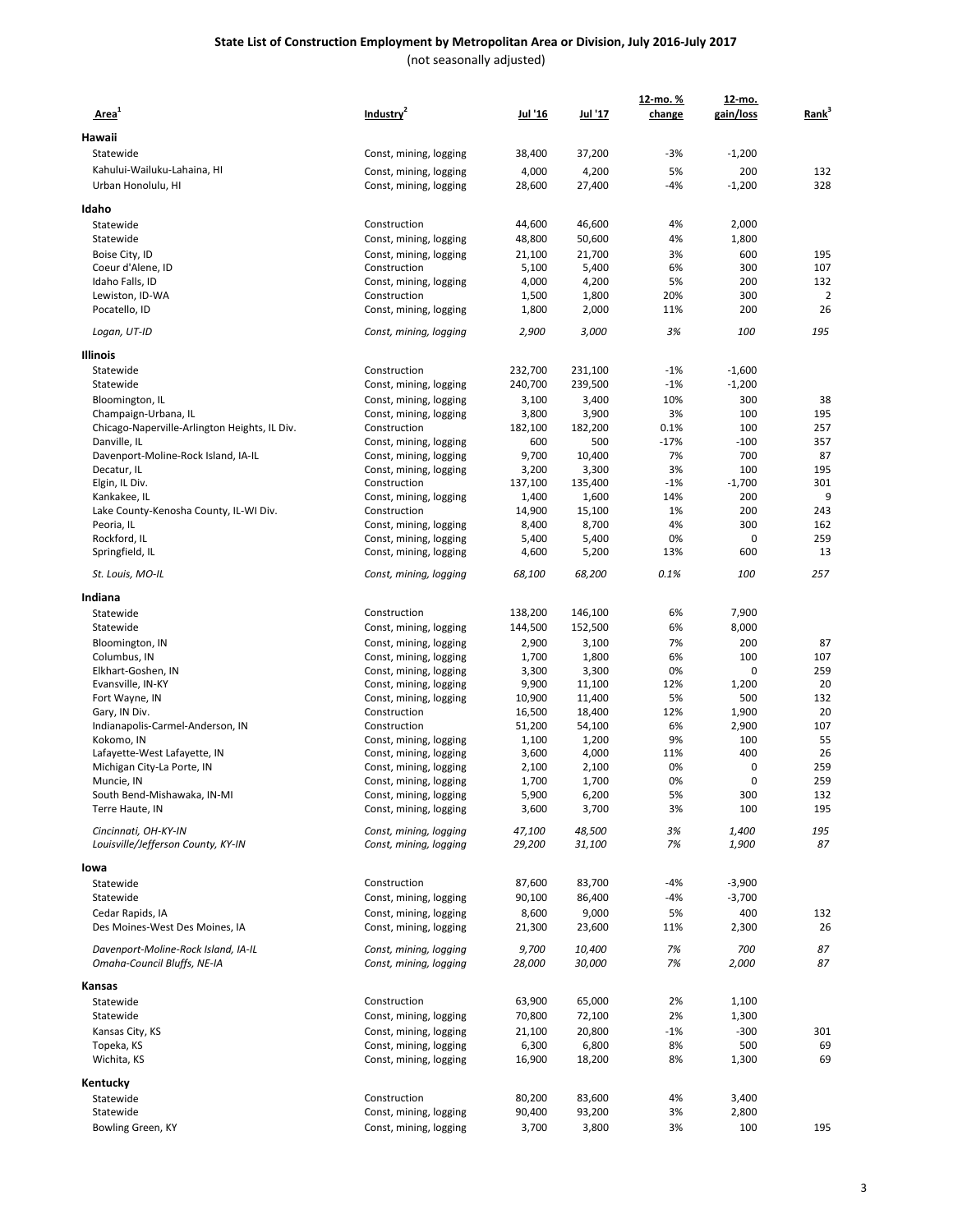## State List of Construction Employment by Metropolitan Area or Division, July 2016-July 2017

(not seasonally adjusted)

| Area[1] | Industry[2] | Jul '16 | Jul '17 | 12-mo. % change | 12-mo. gain/loss | Rank[3] |
|---|---|---|---|---|---|---|
| **Hawaii** | | | | | | |
| Statewide | Const, mining, logging | 38,400 | 37,200 | -3% | -1,200 | |
| Kahului-Wailuku-Lahaina, HI | Const, mining, logging | 4,000 | 4,200 | 5% | 200 | 132 |
| Urban Honolulu, HI | Const, mining, logging | 28,600 | 27,400 | -4% | -1,200 | 328 |
| **Idaho** | | | | | | |
| Statewide | Construction | 44,600 | 46,600 | 4% | 2,000 | |
| Statewide | Const, mining, logging | 48,800 | 50,600 | 4% | 1,800 | |
| Boise City, ID | Const, mining, logging | 21,100 | 21,700 | 3% | 600 | 195 |
| Coeur d'Alene, ID | Construction | 5,100 | 5,400 | 6% | 300 | 107 |
| Idaho Falls, ID | Const, mining, logging | 4,000 | 4,200 | 5% | 200 | 132 |
| Lewiston, ID-WA | Construction | 1,500 | 1,800 | 20% | 300 | 2 |
| Pocatello, ID | Const, mining, logging | 1,800 | 2,000 | 11% | 200 | 26 |
| *Logan, UT-ID* | *Const, mining, logging* | *2,900* | *3,000* | *3%* | *100* | *195* |
| **Illinois** | | | | | | |
| Statewide | Construction | 232,700 | 231,100 | -1% | -1,600 | |
| Statewide | Const, mining, logging | 240,700 | 239,500 | -1% | -1,200 | |
| Bloomington, IL | Const, mining, logging | 3,100 | 3,400 | 10% | 300 | 38 |
| Champaign-Urbana, IL | Const, mining, logging | 3,800 | 3,900 | 3% | 100 | 195 |
| Chicago-Naperville-Arlington Heights, IL Div. | Construction | 182,100 | 182,200 | 0.1% | 100 | 257 |
| Danville, IL | Const, mining, logging | 600 | 500 | -17% | -100 | 357 |
| Davenport-Moline-Rock Island, IA-IL | Const, mining, logging | 9,700 | 10,400 | 7% | 700 | 87 |
| Decatur, IL | Const, mining, logging | 3,200 | 3,300 | 3% | 100 | 195 |
| Elgin, IL Div. | Construction | 137,100 | 135,400 | -1% | -1,700 | 301 |
| Kankakee, IL | Const, mining, logging | 1,400 | 1,600 | 14% | 200 | 9 |
| Lake County-Kenosha County, IL-WI Div. | Construction | 14,900 | 15,100 | 1% | 200 | 243 |
| Peoria, IL | Const, mining, logging | 8,400 | 8,700 | 4% | 300 | 162 |
| Rockford, IL | Const, mining, logging | 5,400 | 5,400 | 0% | 0 | 259 |
| Springfield, IL | Const, mining, logging | 4,600 | 5,200 | 13% | 600 | 13 |
| *St. Louis, MO-IL* | *Const, mining, logging* | *68,100* | *68,200* | *0.1%* | *100* | *257* |
| **Indiana** | | | | | | |
| Statewide | Construction | 138,200 | 146,100 | 6% | 7,900 | |
| Statewide | Const, mining, logging | 144,500 | 152,500 | 6% | 8,000 | |
| Bloomington, IN | Const, mining, logging | 2,900 | 3,100 | 7% | 200 | 87 |
| Columbus, IN | Const, mining, logging | 1,700 | 1,800 | 6% | 100 | 107 |
| Elkhart-Goshen, IN | Const, mining, logging | 3,300 | 3,300 | 0% | 0 | 259 |
| Evansville, IN-KY | Const, mining, logging | 9,900 | 11,100 | 12% | 1,200 | 20 |
| Fort Wayne, IN | Const, mining, logging | 10,900 | 11,400 | 5% | 500 | 132 |
| Gary, IN Div. | Construction | 16,500 | 18,400 | 12% | 1,900 | 20 |
| Indianapolis-Carmel-Anderson, IN | Construction | 51,200 | 54,100 | 6% | 2,900 | 107 |
| Kokomo, IN | Const, mining, logging | 1,100 | 1,200 | 9% | 100 | 55 |
| Lafayette-West Lafayette, IN | Const, mining, logging | 3,600 | 4,000 | 11% | 400 | 26 |
| Michigan City-La Porte, IN | Const, mining, logging | 2,100 | 2,100 | 0% | 0 | 259 |
| Muncie, IN | Const, mining, logging | 1,700 | 1,700 | 0% | 0 | 259 |
| South Bend-Mishawaka, IN-MI | Const, mining, logging | 5,900 | 6,200 | 5% | 300 | 132 |
| Terre Haute, IN | Const, mining, logging | 3,600 | 3,700 | 3% | 100 | 195 |
| *Cincinnati, OH-KY-IN* | *Const, mining, logging* | *47,100* | *48,500* | *3%* | *1,400* | *195* |
| *Louisville/Jefferson County, KY-IN* | *Const, mining, logging* | *29,200* | *31,100* | *7%* | *1,900* | *87* |
| **Iowa** | | | | | | |
| Statewide | Construction | 87,600 | 83,700 | -4% | -3,900 | |
| Statewide | Const, mining, logging | 90,100 | 86,400 | -4% | -3,700 | |
| Cedar Rapids, IA | Const, mining, logging | 8,600 | 9,000 | 5% | 400 | 132 |
| Des Moines-West Des Moines, IA | Const, mining, logging | 21,300 | 23,600 | 11% | 2,300 | 26 |
| *Davenport-Moline-Rock Island, IA-IL* | *Const, mining, logging* | *9,700* | *10,400* | *7%* | *700* | *87* |
| *Omaha-Council Bluffs, NE-IA* | *Const, mining, logging* | *28,000* | *30,000* | *7%* | *2,000* | *87* |
| **Kansas** | | | | | | |
| Statewide | Construction | 63,900 | 65,000 | 2% | 1,100 | |
| Statewide | Const, mining, logging | 70,800 | 72,100 | 2% | 1,300 | |
| Kansas City, KS | Const, mining, logging | 21,100 | 20,800 | -1% | -300 | 301 |
| Topeka, KS | Const, mining, logging | 6,300 | 6,800 | 8% | 500 | 69 |
| Wichita, KS | Const, mining, logging | 16,900 | 18,200 | 8% | 1,300 | 69 |
| **Kentucky** | | | | | | |
| Statewide | Construction | 80,200 | 83,600 | 4% | 3,400 | |
| Statewide | Const, mining, logging | 90,400 | 93,200 | 3% | 2,800 | |
| Bowling Green, KY | Const, mining, logging | 3,700 | 3,800 | 3% | 100 | 195 |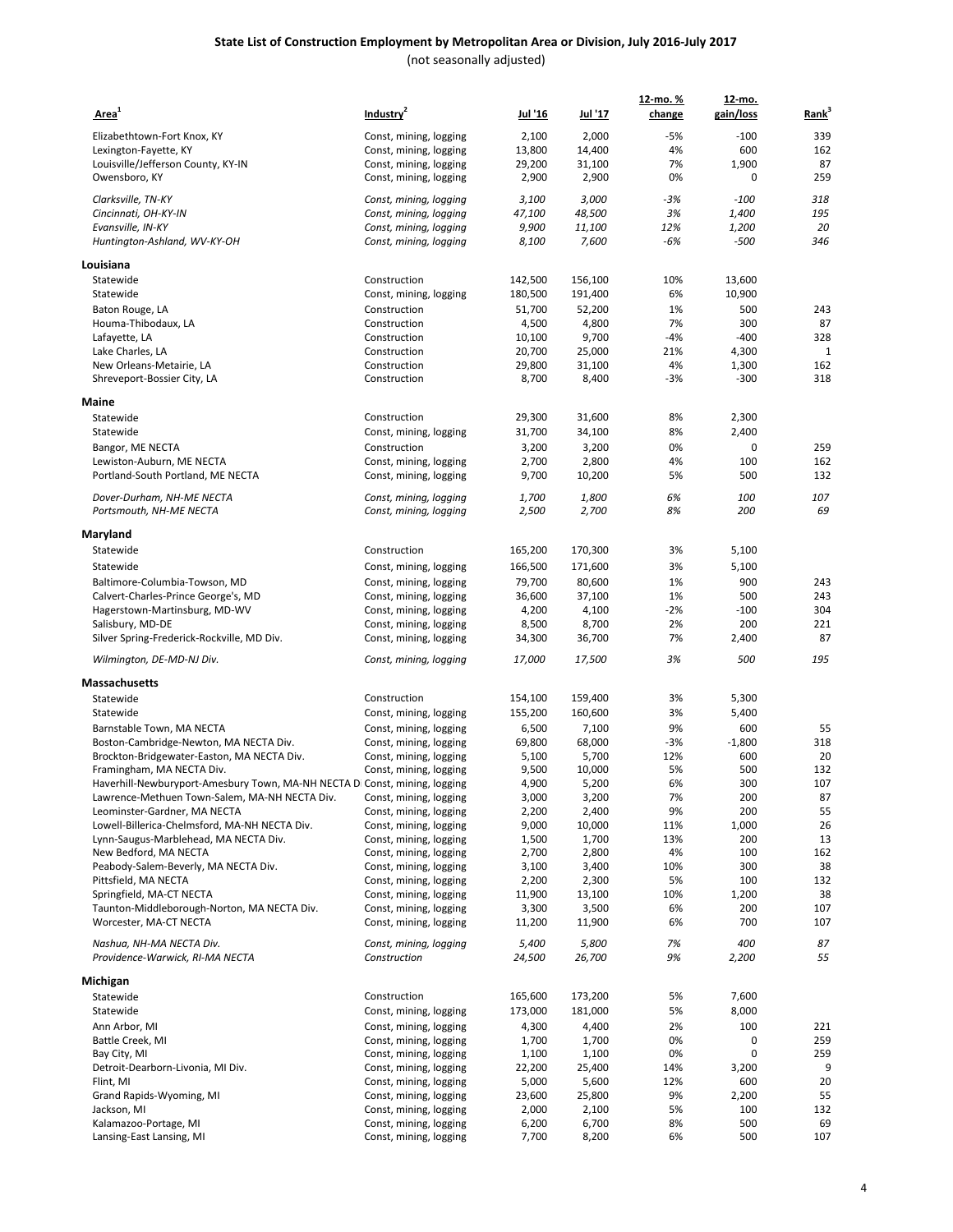## State List of Construction Employment by Metropolitan Area or Division, July 2016-July 2017

(not seasonally adjusted)

| Area[1] | Industry[2] | Jul '16 | Jul '17 | 12-mo. % change | 12-mo. gain/loss | Rank[3] |
|---|---|---|---|---|---|---|
| Elizabethtown-Fort Knox, KY | Const, mining, logging | 2,100 | 2,000 | -5% | -100 | 339 |
| Lexington-Fayette, KY | Const, mining, logging | 13,800 | 14,400 | 4% | 600 | 162 |
| Louisville/Jefferson County, KY-IN | Const, mining, logging | 29,200 | 31,100 | 7% | 1,900 | 87 |
| Owensboro, KY | Const, mining, logging | 2,900 | 2,900 | 0% | 0 | 259 |
| *Clarksville, TN-KY* | *Const, mining, logging* | *3,100* | *3,000* | *-3%* | *-100* | *318* |
| *Cincinnati, OH-KY-IN* | *Const, mining, logging* | *47,100* | *48,500* | *3%* | *1,400* | *195* |
| *Evansville, IN-KY* | *Const, mining, logging* | *9,900* | *11,100* | *12%* | *1,200* | *20* |
| *Huntington-Ashland, WV-KY-OH* | *Const, mining, logging* | *8,100* | *7,600* | *-6%* | *-500* | *346* |
| **Louisiana** | | | | | | |
| Statewide | Construction | 142,500 | 156,100 | 10% | 13,600 | |
| Statewide | Const, mining, logging | 180,500 | 191,400 | 6% | 10,900 | |
| Baton Rouge, LA | Construction | 51,700 | 52,200 | 1% | 500 | 243 |
| Houma-Thibodaux, LA | Construction | 4,500 | 4,800 | 7% | 300 | 87 |
| Lafayette, LA | Construction | 10,100 | 9,700 | -4% | -400 | 328 |
| Lake Charles, LA | Construction | 20,700 | 25,000 | 21% | 4,300 | 1 |
| New Orleans-Metairie, LA | Construction | 29,800 | 31,100 | 4% | 1,300 | 162 |
| Shreveport-Bossier City, LA | Construction | 8,700 | 8,400 | -3% | -300 | 318 |
| **Maine** | | | | | | |
| Statewide | Construction | 29,300 | 31,600 | 8% | 2,300 | |
| Statewide | Const, mining, logging | 31,700 | 34,100 | 8% | 2,400 | |
| Bangor, ME NECTA | Construction | 3,200 | 3,200 | 0% | 0 | 259 |
| Lewiston-Auburn, ME NECTA | Const, mining, logging | 2,700 | 2,800 | 4% | 100 | 162 |
| Portland-South Portland, ME NECTA | Const, mining, logging | 9,700 | 10,200 | 5% | 500 | 132 |
| *Dover-Durham, NH-ME NECTA* | *Const, mining, logging* | *1,700* | *1,800* | *6%* | *100* | *107* |
| *Portsmouth, NH-ME NECTA* | *Const, mining, logging* | *2,500* | *2,700* | *8%* | *200* | *69* |
| **Maryland** | | | | | | |
| Statewide | Construction | 165,200 | 170,300 | 3% | 5,100 | |
| Statewide | Const, mining, logging | 166,500 | 171,600 | 3% | 5,100 | |
| Baltimore-Columbia-Towson, MD | Const, mining, logging | 79,700 | 80,600 | 1% | 900 | 243 |
| Calvert-Charles-Prince George's, MD | Const, mining, logging | 36,600 | 37,100 | 1% | 500 | 243 |
| Hagerstown-Martinsburg, MD-WV | Const, mining, logging | 4,200 | 4,100 | -2% | -100 | 304 |
| Salisbury, MD-DE | Const, mining, logging | 8,500 | 8,700 | 2% | 200 | 221 |
| Silver Spring-Frederick-Rockville, MD Div. | Const, mining, logging | 34,300 | 36,700 | 7% | 2,400 | 87 |
| *Wilmington, DE-MD-NJ Div.* | *Const, mining, logging* | *17,000* | *17,500* | *3%* | *500* | *195* |
| **Massachusetts** | | | | | | |
| Statewide | Construction | 154,100 | 159,400 | 3% | 5,300 | |
| Statewide | Const, mining, logging | 155,200 | 160,600 | 3% | 5,400 | |
| Barnstable Town, MA NECTA | Const, mining, logging | 6,500 | 7,100 | 9% | 600 | 55 |
| Boston-Cambridge-Newton, MA NECTA Div. | Const, mining, logging | 69,800 | 68,000 | -3% | -1,800 | 318 |
| Brockton-Bridgewater-Easton, MA NECTA Div. | Const, mining, logging | 5,100 | 5,700 | 12% | 600 | 20 |
| Framingham, MA NECTA Div. | Const, mining, logging | 9,500 | 10,000 | 5% | 500 | 132 |
| Haverhill-Newburyport-Amesbury Town, MA-NH NECTA D | Const, mining, logging | 4,900 | 5,200 | 6% | 300 | 107 |
| Lawrence-Methuen Town-Salem, MA-NH NECTA Div. | Const, mining, logging | 3,000 | 3,200 | 7% | 200 | 87 |
| Leominster-Gardner, MA NECTA | Const, mining, logging | 2,200 | 2,400 | 9% | 200 | 55 |
| Lowell-Billerica-Chelmsford, MA-NH NECTA Div. | Const, mining, logging | 9,000 | 10,000 | 11% | 1,000 | 26 |
| Lynn-Saugus-Marblehead, MA NECTA Div. | Const, mining, logging | 1,500 | 1,700 | 13% | 200 | 13 |
| New Bedford, MA NECTA | Const, mining, logging | 2,700 | 2,800 | 4% | 100 | 162 |
| Peabody-Salem-Beverly, MA NECTA Div. | Const, mining, logging | 3,100 | 3,400 | 10% | 300 | 38 |
| Pittsfield, MA NECTA | Const, mining, logging | 2,200 | 2,300 | 5% | 100 | 132 |
| Springfield, MA-CT NECTA | Const, mining, logging | 11,900 | 13,100 | 10% | 1,200 | 38 |
| Taunton-Middleborough-Norton, MA NECTA Div. | Const, mining, logging | 3,300 | 3,500 | 6% | 200 | 107 |
| Worcester, MA-CT NECTA | Const, mining, logging | 11,200 | 11,900 | 6% | 700 | 107 |
| *Nashua, NH-MA NECTA Div.* | *Const, mining, logging* | *5,400* | *5,800* | *7%* | *400* | *87* |
| *Providence-Warwick, RI-MA NECTA* | *Construction* | *24,500* | *26,700* | *9%* | *2,200* | *55* |
| **Michigan** | | | | | | |
| Statewide | Construction | 165,600 | 173,200 | 5% | 7,600 | |
| Statewide | Const, mining, logging | 173,000 | 181,000 | 5% | 8,000 | |
| Ann Arbor, MI | Const, mining, logging | 4,300 | 4,400 | 2% | 100 | 221 |
| Battle Creek, MI | Const, mining, logging | 1,700 | 1,700 | 0% | 0 | 259 |
| Bay City, MI | Const, mining, logging | 1,100 | 1,100 | 0% | 0 | 259 |
| Detroit-Dearborn-Livonia, MI Div. | Const, mining, logging | 22,200 | 25,400 | 14% | 3,200 | 9 |
| Flint, MI | Const, mining, logging | 5,000 | 5,600 | 12% | 600 | 20 |
| Grand Rapids-Wyoming, MI | Const, mining, logging | 23,600 | 25,800 | 9% | 2,200 | 55 |
| Jackson, MI | Const, mining, logging | 2,000 | 2,100 | 5% | 100 | 132 |
| Kalamazoo-Portage, MI | Const, mining, logging | 6,200 | 6,700 | 8% | 500 | 69 |
| Lansing-East Lansing, MI | Const, mining, logging | 7,700 | 8,200 | 6% | 500 | 107 |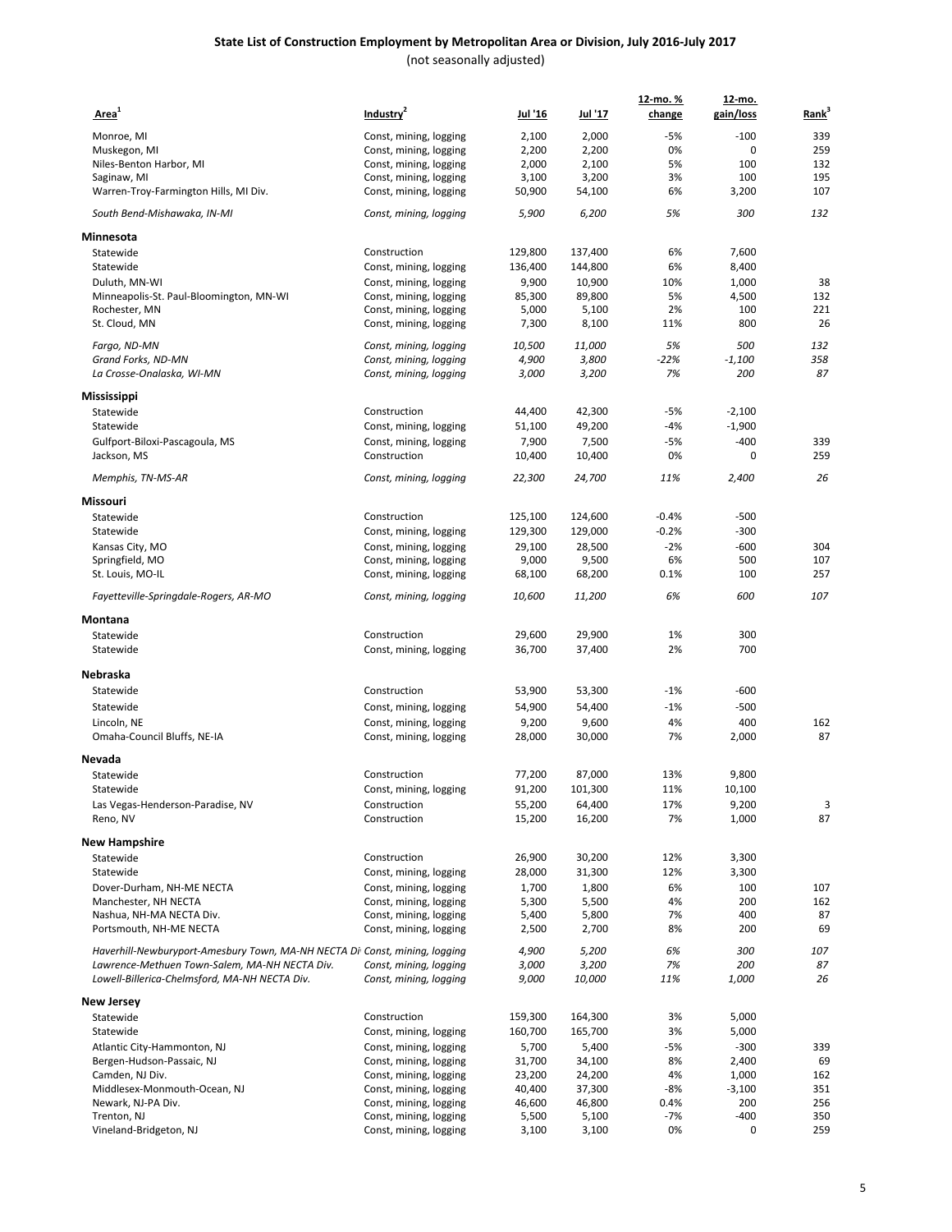# State List of Construction Employment by Metropolitan Area or Division, July 2016-July 2017

(not seasonally adjusted)

| Area[1] | Industry[2] | Jul '16 | Jul '17 | 12-mo. % change | 12-mo. gain/loss | Rank[3] |
|---|---|---|---|---|---|---|
| Monroe, MI | Const, mining, logging | 2,100 | 2,000 | -5% | -100 | 339 |
| Muskegon, MI | Const, mining, logging | 2,200 | 2,200 | 0% | 0 | 259 |
| Niles-Benton Harbor, MI | Const, mining, logging | 2,000 | 2,100 | 5% | 100 | 132 |
| Saginaw, MI | Const, mining, logging | 3,100 | 3,200 | 3% | 100 | 195 |
| Warren-Troy-Farmington Hills, MI Div. | Const, mining, logging | 50,900 | 54,100 | 6% | 3,200 | 107 |
| *South Bend-Mishawaka, IN-MI* | *Const, mining, logging* | *5,900* | *6,200* | *5%* | *300* | *132* |
| **Minnesota** | | | | | | |
| Statewide | Construction | 129,800 | 137,400 | 6% | 7,600 | |
| Statewide | Const, mining, logging | 136,400 | 144,800 | 6% | 8,400 | |
| Duluth, MN-WI | Const, mining, logging | 9,900 | 10,900 | 10% | 1,000 | 38 |
| Minneapolis-St. Paul-Bloomington, MN-WI | Const, mining, logging | 85,300 | 89,800 | 5% | 4,500 | 132 |
| Rochester, MN | Const, mining, logging | 5,000 | 5,100 | 2% | 100 | 221 |
| St. Cloud, MN | Const, mining, logging | 7,300 | 8,100 | 11% | 800 | 26 |
| *Fargo, ND-MN* | *Const, mining, logging* | *10,500* | *11,000* | *5%* | *500* | *132* |
| *Grand Forks, ND-MN* | *Const, mining, logging* | *4,900* | *3,800* | *-22%* | *-1,100* | *358* |
| *La Crosse-Onalaska, WI-MN* | *Const, mining, logging* | *3,000* | *3,200* | *7%* | *200* | *87* |
| **Mississippi** | | | | | | |
| Statewide | Construction | 44,400 | 42,300 | -5% | -2,100 | |
| Statewide | Const, mining, logging | 51,100 | 49,200 | -4% | -1,900 | |
| Gulfport-Biloxi-Pascagoula, MS | Const, mining, logging | 7,900 | 7,500 | -5% | -400 | 339 |
| Jackson, MS | Construction | 10,400 | 10,400 | 0% | 0 | 259 |
| *Memphis, TN-MS-AR* | *Const, mining, logging* | *22,300* | *24,700* | *11%* | *2,400* | *26* |
| **Missouri** | | | | | | |
| Statewide | Construction | 125,100 | 124,600 | -0.4% | -500 | |
| Statewide | Const, mining, logging | 129,300 | 129,000 | -0.2% | -300 | |
| Kansas City, MO | Const, mining, logging | 29,100 | 28,500 | -2% | -600 | 304 |
| Springfield, MO | Const, mining, logging | 9,000 | 9,500 | 6% | 500 | 107 |
| St. Louis, MO-IL | Const, mining, logging | 68,100 | 68,200 | 0.1% | 100 | 257 |
| *Fayetteville-Springdale-Rogers, AR-MO* | *Const, mining, logging* | *10,600* | *11,200* | *6%* | *600* | *107* |
| **Montana** | | | | | | |
| Statewide | Construction | 29,600 | 29,900 | 1% | 300 | |
| Statewide | Const, mining, logging | 36,700 | 37,400 | 2% | 700 | |
| **Nebraska** | | | | | | |
| Statewide | Construction | 53,900 | 53,300 | -1% | -600 | |
| Statewide | Const, mining, logging | 54,900 | 54,400 | -1% | -500 | |
| Lincoln, NE | Const, mining, logging | 9,200 | 9,600 | 4% | 400 | 162 |
| Omaha-Council Bluffs, NE-IA | Const, mining, logging | 28,000 | 30,000 | 7% | 2,000 | 87 |
| **Nevada** | | | | | | |
| Statewide | Construction | 77,200 | 87,000 | 13% | 9,800 | |
| Statewide | Const, mining, logging | 91,200 | 101,300 | 11% | 10,100 | |
| Las Vegas-Henderson-Paradise, NV | Construction | 55,200 | 64,400 | 17% | 9,200 | 3 |
| Reno, NV | Construction | 15,200 | 16,200 | 7% | 1,000 | 87 |
| **New Hampshire** | | | | | | |
| Statewide | Construction | 26,900 | 30,200 | 12% | 3,300 | |
| Statewide | Const, mining, logging | 28,000 | 31,300 | 12% | 3,300 | |
| Dover-Durham, NH-ME NECTA | Const, mining, logging | 1,700 | 1,800 | 6% | 100 | 107 |
| Manchester, NH NECTA | Const, mining, logging | 5,300 | 5,500 | 4% | 200 | 162 |
| Nashua, NH-MA NECTA Div. | Const, mining, logging | 5,400 | 5,800 | 7% | 400 | 87 |
| Portsmouth, NH-ME NECTA | Const, mining, logging | 2,500 | 2,700 | 8% | 200 | 69 |
| *Haverhill-Newburyport-Amesbury Town, MA-NH NECTA Di* | *Const, mining, logging* | *4,900* | *5,200* | *6%* | *300* | *107* |
| *Lawrence-Methuen Town-Salem, MA-NH NECTA Div.* | *Const, mining, logging* | *3,000* | *3,200* | *7%* | *200* | *87* |
| *Lowell-Billerica-Chelmsford, MA-NH NECTA Div.* | *Const, mining, logging* | *9,000* | *10,000* | *11%* | *1,000* | *26* |
| **New Jersey** | | | | | | |
| Statewide | Construction | 159,300 | 164,300 | 3% | 5,000 | |
| Statewide | Const, mining, logging | 160,700 | 165,700 | 3% | 5,000 | |
| Atlantic City-Hammonton, NJ | Const, mining, logging | 5,700 | 5,400 | -5% | -300 | 339 |
| Bergen-Hudson-Passaic, NJ | Const, mining, logging | 31,700 | 34,100 | 8% | 2,400 | 69 |
| Camden, NJ Div. | Const, mining, logging | 23,200 | 24,200 | 4% | 1,000 | 162 |
| Middlesex-Monmouth-Ocean, NJ | Const, mining, logging | 40,400 | 37,300 | -8% | -3,100 | 351 |
| Newark, NJ-PA Div. | Const, mining, logging | 46,600 | 46,800 | 0.4% | 200 | 256 |
| Trenton, NJ | Const, mining, logging | 5,500 | 5,100 | -7% | -400 | 350 |
| Vineland-Bridgeton, NJ | Const, mining, logging | 3,100 | 3,100 | 0% | 0 | 259 |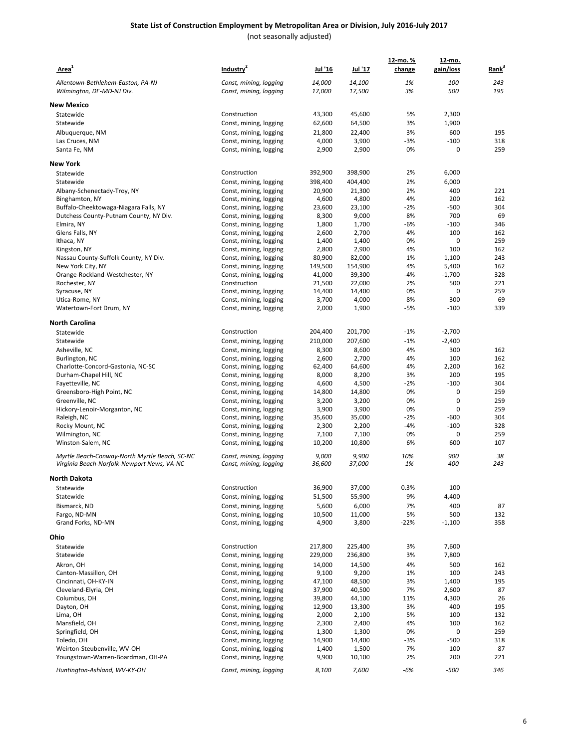# State List of Construction Employment by Metropolitan Area or Division, July 2016-July 2017

(not seasonally adjusted)

| Area[1] | Industry[2] | Jul '16 | Jul '17 | 12-mo. % change | 12-mo. gain/loss | Rank[3] |
|---|---|---|---|---|---|---|
| *Allentown-Bethlehem-Easton, PA-NJ* | *Const, mining, logging* | *14,000* | *14,100* | *1%* | *100* | *243* |
| *Wilmington, DE-MD-NJ Div.* | *Const, mining, logging* | *17,000* | *17,500* | *3%* | *500* | *195* |
| **New Mexico** | | | | | | |
| Statewide | Construction | 43,300 | 45,600 | 5% | 2,300 | |
| Statewide | Const, mining, logging | 62,600 | 64,500 | 3% | 1,900 | |
| Albuquerque, NM | Const, mining, logging | 21,800 | 22,400 | 3% | 600 | 195 |
| Las Cruces, NM | Const, mining, logging | 4,000 | 3,900 | -3% | -100 | 318 |
| Santa Fe, NM | Const, mining, logging | 2,900 | 2,900 | 0% | 0 | 259 |
| **New York** | | | | | | |
| Statewide | Construction | 392,900 | 398,900 | 2% | 6,000 | |
| Statewide | Const, mining, logging | 398,400 | 404,400 | 2% | 6,000 | |
| Albany-Schenectady-Troy, NY | Const, mining, logging | 20,900 | 21,300 | 2% | 400 | 221 |
| Binghamton, NY | Const, mining, logging | 4,600 | 4,800 | 4% | 200 | 162 |
| Buffalo-Cheektowaga-Niagara Falls, NY | Const, mining, logging | 23,600 | 23,100 | -2% | -500 | 304 |
| Dutchess County-Putnam County, NY Div. | Const, mining, logging | 8,300 | 9,000 | 8% | 700 | 69 |
| Elmira, NY | Const, mining, logging | 1,800 | 1,700 | -6% | -100 | 346 |
| Glens Falls, NY | Const, mining, logging | 2,600 | 2,700 | 4% | 100 | 162 |
| Ithaca, NY | Const, mining, logging | 1,400 | 1,400 | 0% | 0 | 259 |
| Kingston, NY | Const, mining, logging | 2,800 | 2,900 | 4% | 100 | 162 |
| Nassau County-Suffolk County, NY Div. | Const, mining, logging | 80,900 | 82,000 | 1% | 1,100 | 243 |
| New York City, NY | Const, mining, logging | 149,500 | 154,900 | 4% | 5,400 | 162 |
| Orange-Rockland-Westchester, NY | Const, mining, logging | 41,000 | 39,300 | -4% | -1,700 | 328 |
| Rochester, NY | Construction | 21,500 | 22,000 | 2% | 500 | 221 |
| Syracuse, NY | Const, mining, logging | 14,400 | 14,400 | 0% | 0 | 259 |
| Utica-Rome, NY | Const, mining, logging | 3,700 | 4,000 | 8% | 300 | 69 |
| Watertown-Fort Drum, NY | Const, mining, logging | 2,000 | 1,900 | -5% | -100 | 339 |
| **North Carolina** | | | | | | |
| Statewide | Construction | 204,400 | 201,700 | -1% | -2,700 | |
| Statewide | Const, mining, logging | 210,000 | 207,600 | -1% | -2,400 | |
| Asheville, NC | Const, mining, logging | 8,300 | 8,600 | 4% | 300 | 162 |
| Burlington, NC | Const, mining, logging | 2,600 | 2,700 | 4% | 100 | 162 |
| Charlotte-Concord-Gastonia, NC-SC | Const, mining, logging | 62,400 | 64,600 | 4% | 2,200 | 162 |
| Durham-Chapel Hill, NC | Const, mining, logging | 8,000 | 8,200 | 3% | 200 | 195 |
| Fayetteville, NC | Const, mining, logging | 4,600 | 4,500 | -2% | -100 | 304 |
| Greensboro-High Point, NC | Const, mining, logging | 14,800 | 14,800 | 0% | 0 | 259 |
| Greenville, NC | Const, mining, logging | 3,200 | 3,200 | 0% | 0 | 259 |
| Hickory-Lenoir-Morganton, NC | Const, mining, logging | 3,900 | 3,900 | 0% | 0 | 259 |
| Raleigh, NC | Const, mining, logging | 35,600 | 35,000 | -2% | -600 | 304 |
| Rocky Mount, NC | Const, mining, logging | 2,300 | 2,200 | -4% | -100 | 328 |
| Wilmington, NC | Const, mining, logging | 7,100 | 7,100 | 0% | 0 | 259 |
| Winston-Salem, NC | Const, mining, logging | 10,200 | 10,800 | 6% | 600 | 107 |
| *Myrtle Beach-Conway-North Myrtle Beach, SC-NC* | *Const, mining, logging* | *9,000* | *9,900* | *10%* | *900* | *38* |
| *Virginia Beach-Norfolk-Newport News, VA-NC* | *Const, mining, logging* | *36,600* | *37,000* | *1%* | *400* | *243* |
| **North Dakota** | | | | | | |
| Statewide | Construction | 36,900 | 37,000 | 0.3% | 100 | |
| Statewide | Const, mining, logging | 51,500 | 55,900 | 9% | 4,400 | |
| Bismarck, ND | Const, mining, logging | 5,600 | 6,000 | 7% | 400 | 87 |
| Fargo, ND-MN | Const, mining, logging | 10,500 | 11,000 | 5% | 500 | 132 |
| Grand Forks, ND-MN | Const, mining, logging | 4,900 | 3,800 | -22% | -1,100 | 358 |
| **Ohio** | | | | | | |
| Statewide | Construction | 217,800 | 225,400 | 3% | 7,600 | |
| Statewide | Const, mining, logging | 229,000 | 236,800 | 3% | 7,800 | |
| Akron, OH | Const, mining, logging | 14,000 | 14,500 | 4% | 500 | 162 |
| Canton-Massillon, OH | Const, mining, logging | 9,100 | 9,200 | 1% | 100 | 243 |
| Cincinnati, OH-KY-IN | Const, mining, logging | 47,100 | 48,500 | 3% | 1,400 | 195 |
| Cleveland-Elyria, OH | Const, mining, logging | 37,900 | 40,500 | 7% | 2,600 | 87 |
| Columbus, OH | Const, mining, logging | 39,800 | 44,100 | 11% | 4,300 | 26 |
| Dayton, OH | Const, mining, logging | 12,900 | 13,300 | 3% | 400 | 195 |
| Lima, OH | Const, mining, logging | 2,000 | 2,100 | 5% | 100 | 132 |
| Mansfield, OH | Const, mining, logging | 2,300 | 2,400 | 4% | 100 | 162 |
| Springfield, OH | Const, mining, logging | 1,300 | 1,300 | 0% | 0 | 259 |
| Toledo, OH | Const, mining, logging | 14,900 | 14,400 | -3% | -500 | 318 |
| Weirton-Steubenville, WV-OH | Const, mining, logging | 1,400 | 1,500 | 7% | 100 | 87 |
| Youngstown-Warren-Boardman, OH-PA | Const, mining, logging | 9,900 | 10,100 | 2% | 200 | 221 |
| *Huntington-Ashland, WV-KY-OH* | *Const, mining, logging* | *8,100* | *7,600* | *-6%* | *-500* | *346* |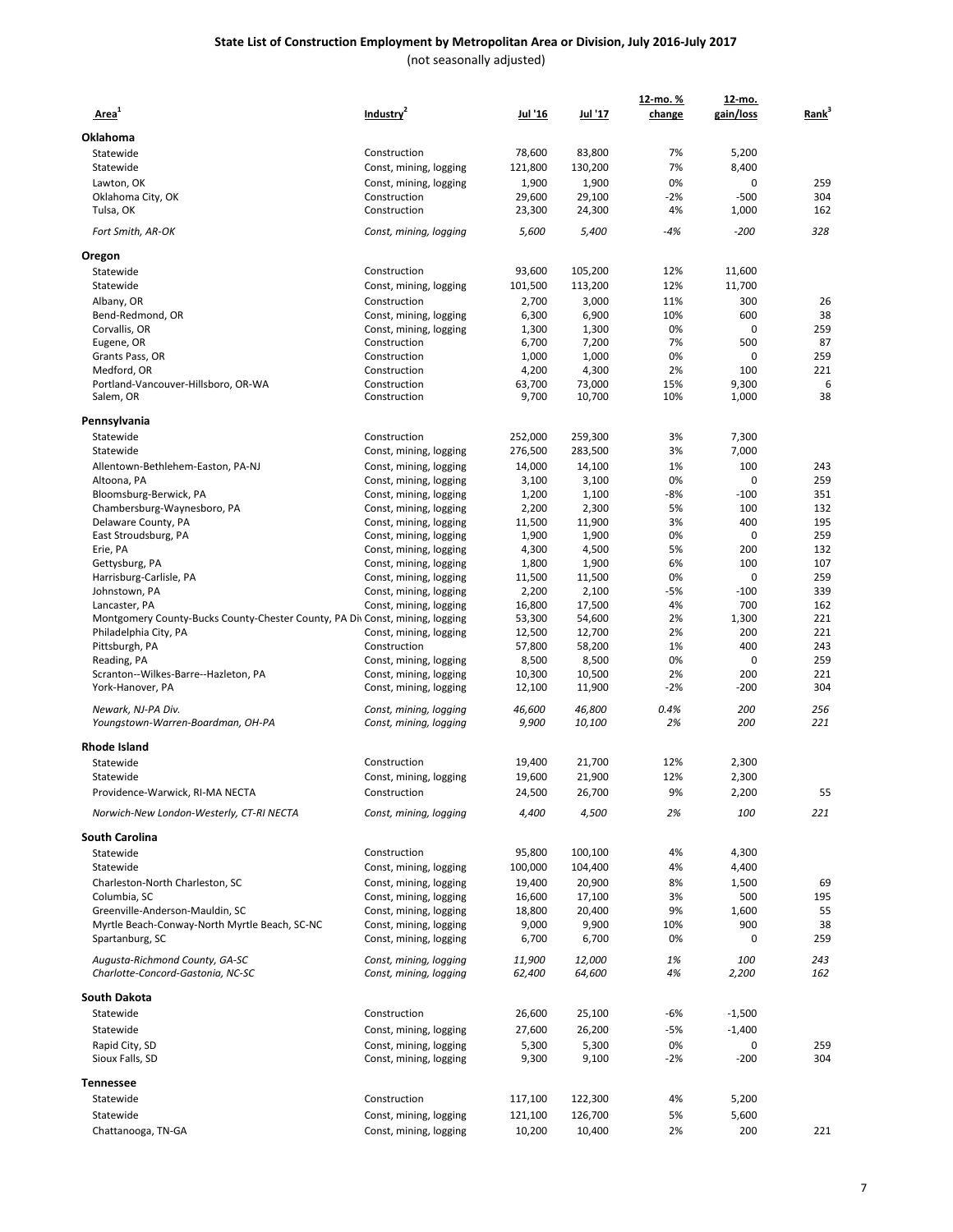## State List of Construction Employment by Metropolitan Area or Division, July 2016-July 2017

(not seasonally adjusted)

| Area[1] | Industry[2] | Jul '16 | Jul '17 | 12-mo. % change | 12-mo. gain/loss | Rank[3] |
|---|---|---|---|---|---|---|
| **Oklahoma** | | | | | | |
| Statewide | Construction | 78,600 | 83,800 | 7% | 5,200 | |
| Statewide | Const, mining, logging | 121,800 | 130,200 | 7% | 8,400 | |
| Lawton, OK | Const, mining, logging | 1,900 | 1,900 | 0% | 0 | 259 |
| Oklahoma City, OK | Construction | 29,600 | 29,100 | -2% | -500 | 304 |
| Tulsa, OK | Construction | 23,300 | 24,300 | 4% | 1,000 | 162 |
| *Fort Smith, AR-OK* | *Const, mining, logging* | *5,600* | *5,400* | *-4%* | *-200* | *328* |
| **Oregon** | | | | | | |
| Statewide | Construction | 93,600 | 105,200 | 12% | 11,600 | |
| Statewide | Const, mining, logging | 101,500 | 113,200 | 12% | 11,700 | |
| Albany, OR | Construction | 2,700 | 3,000 | 11% | 300 | 26 |
| Bend-Redmond, OR | Const, mining, logging | 6,300 | 6,900 | 10% | 600 | 38 |
| Corvallis, OR | Const, mining, logging | 1,300 | 1,300 | 0% | 0 | 259 |
| Eugene, OR | Construction | 6,700 | 7,200 | 7% | 500 | 87 |
| Grants Pass, OR | Construction | 1,000 | 1,000 | 0% | 0 | 259 |
| Medford, OR | Construction | 4,200 | 4,300 | 2% | 100 | 221 |
| Portland-Vancouver-Hillsboro, OR-WA | Construction | 63,700 | 73,000 | 15% | 9,300 | 6 |
| Salem, OR | Construction | 9,700 | 10,700 | 10% | 1,000 | 38 |
| **Pennsylvania** | | | | | | |
| Statewide | Construction | 252,000 | 259,300 | 3% | 7,300 | |
| Statewide | Const, mining, logging | 276,500 | 283,500 | 3% | 7,000 | |
| Allentown-Bethlehem-Easton, PA-NJ | Const, mining, logging | 14,000 | 14,100 | 1% | 100 | 243 |
| Altoona, PA | Const, mining, logging | 3,100 | 3,100 | 0% | 0 | 259 |
| Bloomsburg-Berwick, PA | Const, mining, logging | 1,200 | 1,100 | -8% | -100 | 351 |
| Chambersburg-Waynesboro, PA | Const, mining, logging | 2,200 | 2,300 | 5% | 100 | 132 |
| Delaware County, PA | Const, mining, logging | 11,500 | 11,900 | 3% | 400 | 195 |
| East Stroudsburg, PA | Const, mining, logging | 1,900 | 1,900 | 0% | 0 | 259 |
| Erie, PA | Const, mining, logging | 4,300 | 4,500 | 5% | 200 | 132 |
| Gettysburg, PA | Const, mining, logging | 1,800 | 1,900 | 6% | 100 | 107 |
| Harrisburg-Carlisle, PA | Const, mining, logging | 11,500 | 11,500 | 0% | 0 | 259 |
| Johnstown, PA | Const, mining, logging | 2,200 | 2,100 | -5% | -100 | 339 |
| Lancaster, PA | Const, mining, logging | 16,800 | 17,500 | 4% | 700 | 162 |
| Montgomery County-Bucks County-Chester County, PA Div | Const, mining, logging | 53,300 | 54,600 | 2% | 1,300 | 221 |
| Philadelphia City, PA | Const, mining, logging | 12,500 | 12,700 | 2% | 200 | 221 |
| Pittsburgh, PA | Construction | 57,800 | 58,200 | 1% | 400 | 243 |
| Reading, PA | Const, mining, logging | 8,500 | 8,500 | 0% | 0 | 259 |
| Scranton--Wilkes-Barre--Hazleton, PA | Const, mining, logging | 10,300 | 10,500 | 2% | 200 | 221 |
| York-Hanover, PA | Const, mining, logging | 12,100 | 11,900 | -2% | -200 | 304 |
| *Newark, NJ-PA Div.* | *Const, mining, logging* | *46,600* | *46,800* | *0.4%* | *200* | *256* |
| *Youngstown-Warren-Boardman, OH-PA* | *Const, mining, logging* | *9,900* | *10,100* | *2%* | *200* | *221* |
| **Rhode Island** | | | | | | |
| Statewide | Construction | 19,400 | 21,700 | 12% | 2,300 | |
| Statewide | Const, mining, logging | 19,600 | 21,900 | 12% | 2,300 | |
| Providence-Warwick, RI-MA NECTA | Construction | 24,500 | 26,700 | 9% | 2,200 | 55 |
| *Norwich-New London-Westerly, CT-RI NECTA* | *Const, mining, logging* | *4,400* | *4,500* | *2%* | *100* | *221* |
| **South Carolina** | | | | | | |
| Statewide | Construction | 95,800 | 100,100 | 4% | 4,300 | |
| Statewide | Const, mining, logging | 100,000 | 104,400 | 4% | 4,400 | |
| Charleston-North Charleston, SC | Const, mining, logging | 19,400 | 20,900 | 8% | 1,500 | 69 |
| Columbia, SC | Const, mining, logging | 16,600 | 17,100 | 3% | 500 | 195 |
| Greenville-Anderson-Mauldin, SC | Const, mining, logging | 18,800 | 20,400 | 9% | 1,600 | 55 |
| Myrtle Beach-Conway-North Myrtle Beach, SC-NC | Const, mining, logging | 9,000 | 9,900 | 10% | 900 | 38 |
| Spartanburg, SC | Const, mining, logging | 6,700 | 6,700 | 0% | 0 | 259 |
| *Augusta-Richmond County, GA-SC* | *Const, mining, logging* | *11,900* | *12,000* | *1%* | *100* | *243* |
| *Charlotte-Concord-Gastonia, NC-SC* | *Const, mining, logging* | *62,400* | *64,600* | *4%* | *2,200* | *162* |
| **South Dakota** | | | | | | |
| Statewide | Construction | 26,600 | 25,100 | -6% | -1,500 | |
| Statewide | Const, mining, logging | 27,600 | 26,200 | -5% | -1,400 | |
| Rapid City, SD | Const, mining, logging | 5,300 | 5,300 | 0% | 0 | 259 |
| Sioux Falls, SD | Const, mining, logging | 9,300 | 9,100 | -2% | -200 | 304 |
| **Tennessee** | | | | | | |
| Statewide | Construction | 117,100 | 122,300 | 4% | 5,200 | |
| Statewide | Const, mining, logging | 121,100 | 126,700 | 5% | 5,600 | |
| Chattanooga, TN-GA | Const, mining, logging | 10,200 | 10,400 | 2% | 200 | 221 |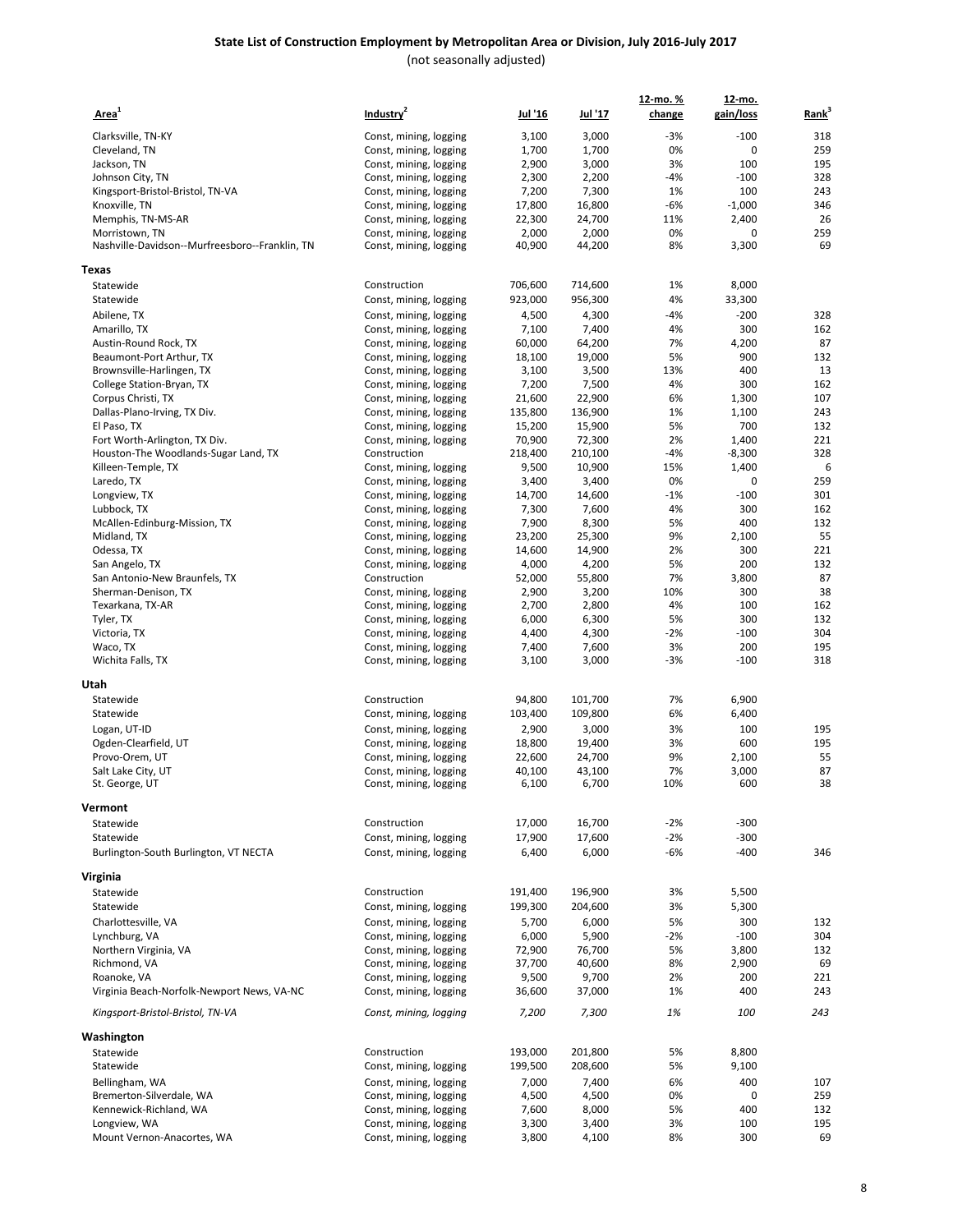# State List of Construction Employment by Metropolitan Area or Division, July 2016-July 2017

(not seasonally adjusted)

| Area[1] | Industry[2] | Jul '16 | Jul '17 | 12-mo. % change | 12-mo. gain/loss | Rank[3] |
|---|---|---|---|---|---|---|
| Clarksville, TN-KY | Const, mining, logging | 3,100 | 3,000 | -3% | -100 | 318 |
| Cleveland, TN | Const, mining, logging | 1,700 | 1,700 | 0% | 0 | 259 |
| Jackson, TN | Const, mining, logging | 2,900 | 3,000 | 3% | 100 | 195 |
| Johnson City, TN | Const, mining, logging | 2,300 | 2,200 | -4% | -100 | 328 |
| Kingsport-Bristol-Bristol, TN-VA | Const, mining, logging | 7,200 | 7,300 | 1% | 100 | 243 |
| Knoxville, TN | Const, mining, logging | 17,800 | 16,800 | -6% | -1,000 | 346 |
| Memphis, TN-MS-AR | Const, mining, logging | 22,300 | 24,700 | 11% | 2,400 | 26 |
| Morristown, TN | Const, mining, logging | 2,000 | 2,000 | 0% | 0 | 259 |
| Nashville-Davidson--Murfreesboro--Franklin, TN | Const, mining, logging | 40,900 | 44,200 | 8% | 3,300 | 69 |
| **Texas** | | | | | | |
| Statewide | Construction | 706,600 | 714,600 | 1% | 8,000 | |
| Statewide | Const, mining, logging | 923,000 | 956,300 | 4% | 33,300 | |
| Abilene, TX | Const, mining, logging | 4,500 | 4,300 | -4% | -200 | 328 |
| Amarillo, TX | Const, mining, logging | 7,100 | 7,400 | 4% | 300 | 162 |
| Austin-Round Rock, TX | Const, mining, logging | 60,000 | 64,200 | 7% | 4,200 | 87 |
| Beaumont-Port Arthur, TX | Const, mining, logging | 18,100 | 19,000 | 5% | 900 | 132 |
| Brownsville-Harlingen, TX | Const, mining, logging | 3,100 | 3,500 | 13% | 400 | 13 |
| College Station-Bryan, TX | Const, mining, logging | 7,200 | 7,500 | 4% | 300 | 162 |
| Corpus Christi, TX | Const, mining, logging | 21,600 | 22,900 | 6% | 1,300 | 107 |
| Dallas-Plano-Irving, TX Div. | Const, mining, logging | 135,800 | 136,900 | 1% | 1,100 | 243 |
| El Paso, TX | Const, mining, logging | 15,200 | 15,900 | 5% | 700 | 132 |
| Fort Worth-Arlington, TX Div. | Const, mining, logging | 70,900 | 72,300 | 2% | 1,400 | 221 |
| Houston-The Woodlands-Sugar Land, TX | Construction | 218,400 | 210,100 | -4% | -8,300 | 328 |
| Killeen-Temple, TX | Const, mining, logging | 9,500 | 10,900 | 15% | 1,400 | 6 |
| Laredo, TX | Const, mining, logging | 3,400 | 3,400 | 0% | 0 | 259 |
| Longview, TX | Const, mining, logging | 14,700 | 14,600 | -1% | -100 | 301 |
| Lubbock, TX | Const, mining, logging | 7,300 | 7,600 | 4% | 300 | 162 |
| McAllen-Edinburg-Mission, TX | Const, mining, logging | 7,900 | 8,300 | 5% | 400 | 132 |
| Midland, TX | Const, mining, logging | 23,200 | 25,300 | 9% | 2,100 | 55 |
| Odessa, TX | Const, mining, logging | 14,600 | 14,900 | 2% | 300 | 221 |
| San Angelo, TX | Const, mining, logging | 4,000 | 4,200 | 5% | 200 | 132 |
| San Antonio-New Braunfels, TX | Construction | 52,000 | 55,800 | 7% | 3,800 | 87 |
| Sherman-Denison, TX | Const, mining, logging | 2,900 | 3,200 | 10% | 300 | 38 |
| Texarkana, TX-AR | Const, mining, logging | 2,700 | 2,800 | 4% | 100 | 162 |
| Tyler, TX | Const, mining, logging | 6,000 | 6,300 | 5% | 300 | 132 |
| Victoria, TX | Const, mining, logging | 4,400 | 4,300 | -2% | -100 | 304 |
| Waco, TX | Const, mining, logging | 7,400 | 7,600 | 3% | 200 | 195 |
| Wichita Falls, TX | Const, mining, logging | 3,100 | 3,000 | -3% | -100 | 318 |
| **Utah** | | | | | | |
| Statewide | Construction | 94,800 | 101,700 | 7% | 6,900 | |
| Statewide | Const, mining, logging | 103,400 | 109,800 | 6% | 6,400 | |
| Logan, UT-ID | Const, mining, logging | 2,900 | 3,000 | 3% | 100 | 195 |
| Ogden-Clearfield, UT | Const, mining, logging | 18,800 | 19,400 | 3% | 600 | 195 |
| Provo-Orem, UT | Const, mining, logging | 22,600 | 24,700 | 9% | 2,100 | 55 |
| Salt Lake City, UT | Const, mining, logging | 40,100 | 43,100 | 7% | 3,000 | 87 |
| St. George, UT | Const, mining, logging | 6,100 | 6,700 | 10% | 600 | 38 |
| **Vermont** | | | | | | |
| Statewide | Construction | 17,000 | 16,700 | -2% | -300 | |
| Statewide | Const, mining, logging | 17,900 | 17,600 | -2% | -300 | |
| Burlington-South Burlington, VT NECTA | Const, mining, logging | 6,400 | 6,000 | -6% | -400 | 346 |
| **Virginia** | | | | | | |
| Statewide | Construction | 191,400 | 196,900 | 3% | 5,500 | |
| Statewide | Const, mining, logging | 199,300 | 204,600 | 3% | 5,300 | |
| Charlottesville, VA | Const, mining, logging | 5,700 | 6,000 | 5% | 300 | 132 |
| Lynchburg, VA | Const, mining, logging | 6,000 | 5,900 | -2% | -100 | 304 |
| Northern Virginia, VA | Const, mining, logging | 72,900 | 76,700 | 5% | 3,800 | 132 |
| Richmond, VA | Const, mining, logging | 37,700 | 40,600 | 8% | 2,900 | 69 |
| Roanoke, VA | Const, mining, logging | 9,500 | 9,700 | 2% | 200 | 221 |
| Virginia Beach-Norfolk-Newport News, VA-NC | Const, mining, logging | 36,600 | 37,000 | 1% | 400 | 243 |
| *Kingsport-Bristol-Bristol, TN-VA* | *Const, mining, logging* | *7,200* | *7,300* | *1%* | *100* | *243* |
| **Washington** | | | | | | |
| Statewide | Construction | 193,000 | 201,800 | 5% | 8,800 | |
| Statewide | Const, mining, logging | 199,500 | 208,600 | 5% | 9,100 | |
| Bellingham, WA | Const, mining, logging | 7,000 | 7,400 | 6% | 400 | 107 |
| Bremerton-Silverdale, WA | Const, mining, logging | 4,500 | 4,500 | 0% | 0 | 259 |
| Kennewick-Richland, WA | Const, mining, logging | 7,600 | 8,000 | 5% | 400 | 132 |
| Longview, WA | Const, mining, logging | 3,300 | 3,400 | 3% | 100 | 195 |
| Mount Vernon-Anacortes, WA | Const, mining, logging | 3,800 | 4,100 | 8% | 300 | 69 |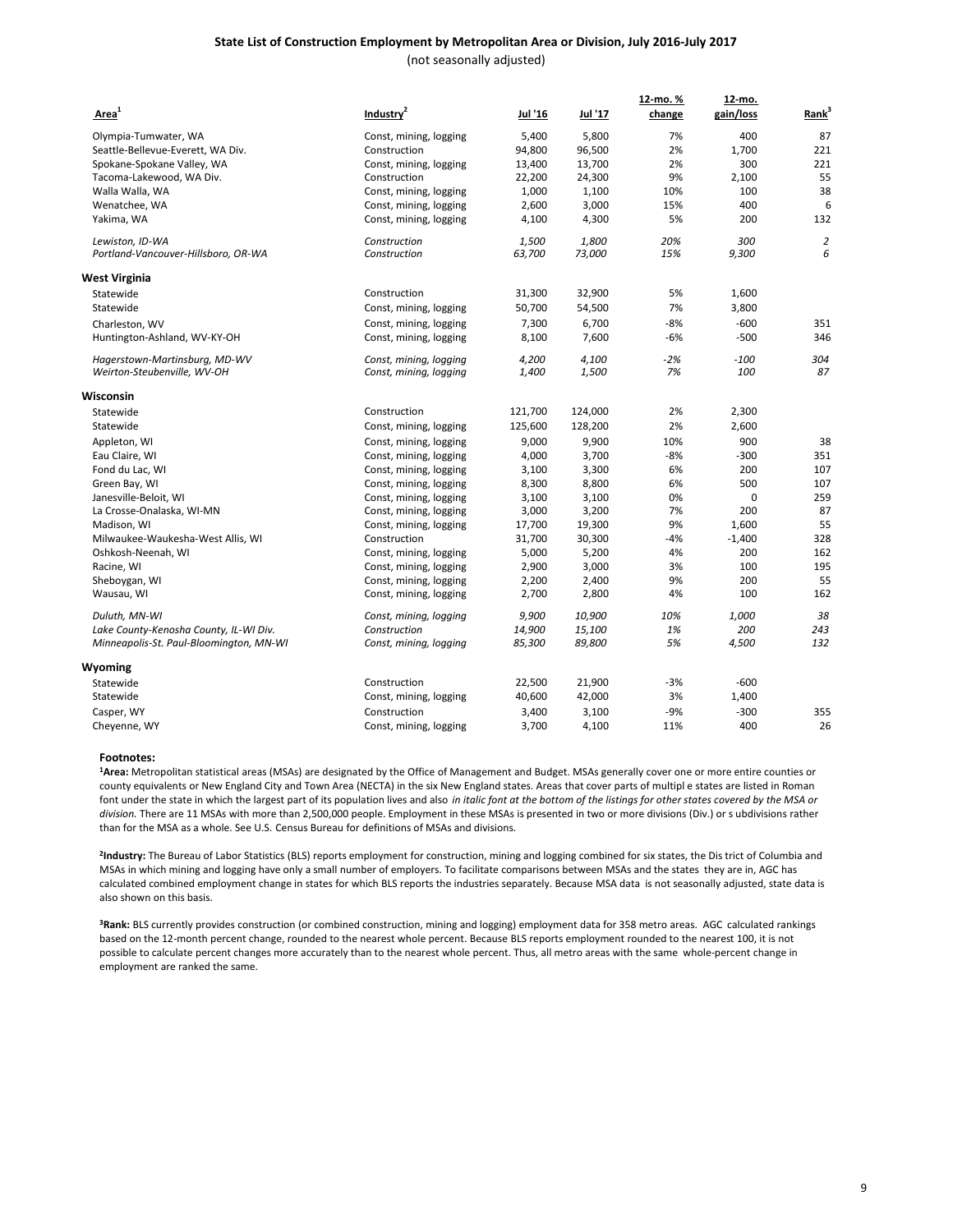## State List of Construction Employment by Metropolitan Area or Division, July 2016-July 2017

(not seasonally adjusted)

| Area[1] | Industry[2] | Jul '16 | Jul '17 | 12-mo. % change | 12-mo. gain/loss | Rank[3] |
|---|---|---|---|---|---|---|
| Olympia-Tumwater, WA | Const, mining, logging | 5,400 | 5,800 | 7% | 400 | 87 |
| Seattle-Bellevue-Everett, WA Div. | Construction | 94,800 | 96,500 | 2% | 1,700 | 221 |
| Spokane-Spokane Valley, WA | Const, mining, logging | 13,400 | 13,700 | 2% | 300 | 221 |
| Tacoma-Lakewood, WA Div. | Construction | 22,200 | 24,300 | 9% | 2,100 | 55 |
| Walla Walla, WA | Const, mining, logging | 1,000 | 1,100 | 10% | 100 | 38 |
| Wenatchee, WA | Const, mining, logging | 2,600 | 3,000 | 15% | 400 | 6 |
| Yakima, WA | Const, mining, logging | 4,100 | 4,300 | 5% | 200 | 132 |
| *Lewiston, ID-WA* | *Construction* | *1,500* | *1,800* | *20%* | *300* | *2* |
| *Portland-Vancouver-Hillsboro, OR-WA* | *Construction* | *63,700* | *73,000* | *15%* | *9,300* | *6* |
| **West Virginia** | | | | | | |
| Statewide | Construction | 31,300 | 32,900 | 5% | 1,600 | |
| Statewide | Const, mining, logging | 50,700 | 54,500 | 7% | 3,800 | |
| Charleston, WV | Const, mining, logging | 7,300 | 6,700 | -8% | -600 | 351 |
| Huntington-Ashland, WV-KY-OH | Const, mining, logging | 8,100 | 7,600 | -6% | -500 | 346 |
| *Hagerstown-Martinsburg, MD-WV* | *Const, mining, logging* | *4,200* | *4,100* | *-2%* | *-100* | *304* |
| *Weirton-Steubenville, WV-OH* | *Const, mining, logging* | *1,400* | *1,500* | *7%* | *100* | *87* |
| **Wisconsin** | | | | | | |
| Statewide | Construction | 121,700 | 124,000 | 2% | 2,300 | |
| Statewide | Const, mining, logging | 125,600 | 128,200 | 2% | 2,600 | |
| Appleton, WI | Const, mining, logging | 9,000 | 9,900 | 10% | 900 | 38 |
| Eau Claire, WI | Const, mining, logging | 4,000 | 3,700 | -8% | -300 | 351 |
| Fond du Lac, WI | Const, mining, logging | 3,100 | 3,300 | 6% | 200 | 107 |
| Green Bay, WI | Const, mining, logging | 8,300 | 8,800 | 6% | 500 | 107 |
| Janesville-Beloit, WI | Const, mining, logging | 3,100 | 3,100 | 0% | 0 | 259 |
| La Crosse-Onalaska, WI-MN | Const, mining, logging | 3,000 | 3,200 | 7% | 200 | 87 |
| Madison, WI | Const, mining, logging | 17,700 | 19,300 | 9% | 1,600 | 55 |
| Milwaukee-Waukesha-West Allis, WI | Construction | 31,700 | 30,300 | -4% | -1,400 | 328 |
| Oshkosh-Neenah, WI | Const, mining, logging | 5,000 | 5,200 | 4% | 200 | 162 |
| Racine, WI | Const, mining, logging | 2,900 | 3,000 | 3% | 100 | 195 |
| Sheboygan, WI | Const, mining, logging | 2,200 | 2,400 | 9% | 200 | 55 |
| Wausau, WI | Const, mining, logging | 2,700 | 2,800 | 4% | 100 | 162 |
| *Duluth, MN-WI* | *Const, mining, logging* | *9,900* | *10,900* | *10%* | *1,000* | *38* |
| *Lake County-Kenosha County, IL-WI Div.* | *Construction* | *14,900* | *15,100* | *1%* | *200* | *243* |
| *Minneapolis-St. Paul-Bloomington, MN-WI* | *Const, mining, logging* | *85,300* | *89,800* | *5%* | *4,500* | *132* |
| **Wyoming** | | | | | | |
| Statewide | Construction | 22,500 | 21,900 | -3% | -600 | |
| Statewide | Const, mining, logging | 40,600 | 42,000 | 3% | 1,400 | |
| Casper, WY | Construction | 3,400 | 3,100 | -9% | -300 | 355 |
| Cheyenne, WY | Const, mining, logging | 3,700 | 4,100 | 11% | 400 | 26 |

**Footnotes:**

[1]**Area:** Metropolitan statistical areas (MSAs) are designated by the Office of Management and Budget. MSAs generally cover one or more entire counties or county equivalents or New England City and Town Area (NECTA) in the six New England states. Areas that cover parts of multipl e states are listed in Roman font under the state in which the largest part of its population lives and also *in italic font at the bottom of the listings for other states covered by the MSA or division.* There are 11 MSAs with more than 2,500,000 people. Employment in these MSAs is presented in two or more divisions (Div.) or s ubdivisions rather than for the MSA as a whole. See U.S. Census Bureau for definitions of MSAs and divisions.

[2]**Industry:** The Bureau of Labor Statistics (BLS) reports employment for construction, mining and logging combined for six states, the Dis trict of Columbia and MSAs in which mining and logging have only a small number of employers. To facilitate comparisons between MSAs and the states they are in, AGC has calculated combined employment change in states for which BLS reports the industries separately. Because MSA data is not seasonally adjusted, state data is also shown on this basis.

[3]**Rank:** BLS currently provides construction (or combined construction, mining and logging) employment data for 358 metro areas. AGC calculated rankings based on the 12-month percent change, rounded to the nearest whole percent. Because BLS reports employment rounded to the nearest 100, it is not possible to calculate percent changes more accurately than to the nearest whole percent. Thus, all metro areas with the same whole-percent change in employment are ranked the same.